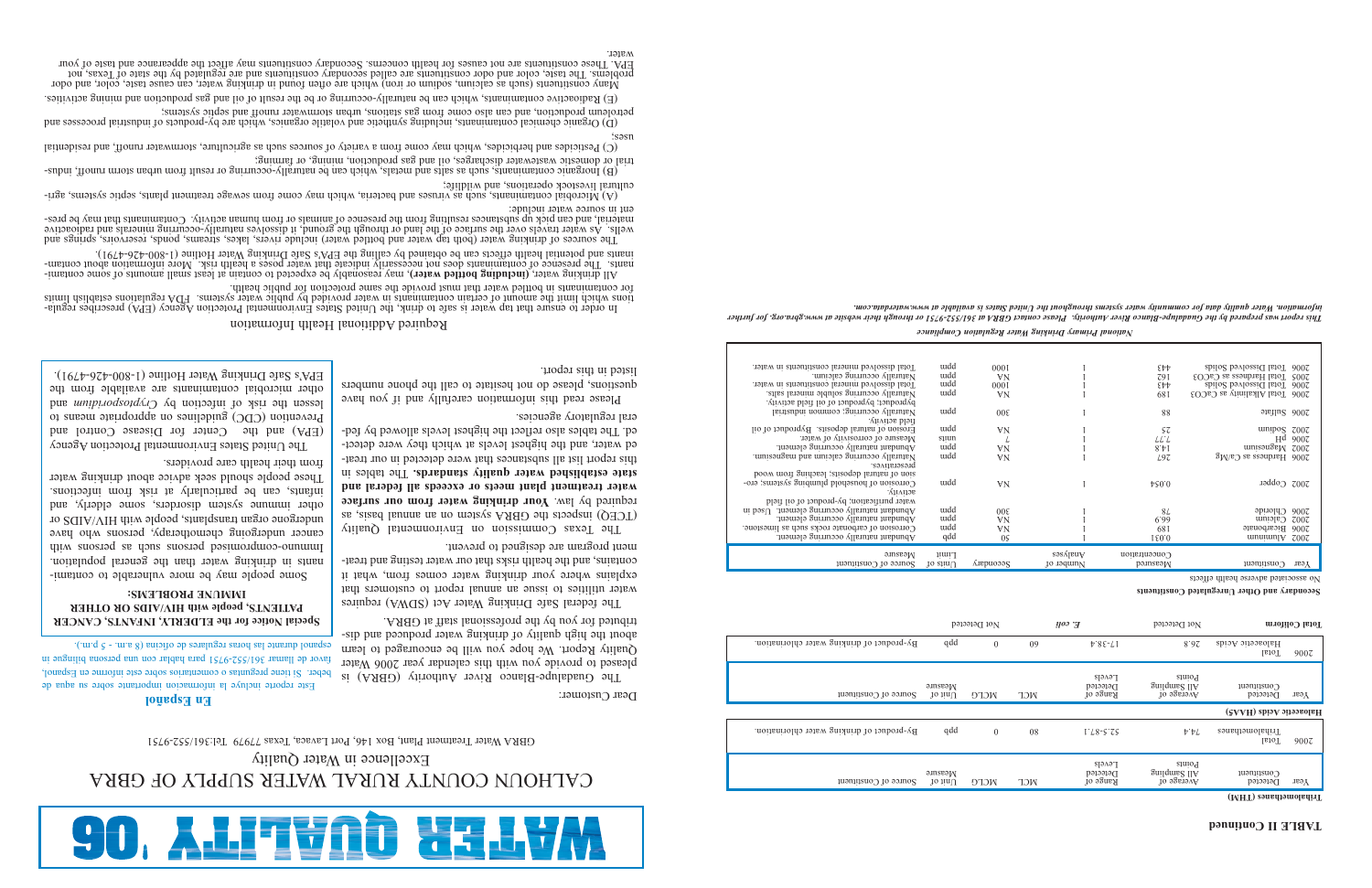**TABLE II Continued**

**Trihalomethanes (THM)**

| Year | Constituent Detected | Average of All Sampling Points | Range of Detected Levels | MCL | MCLG | Unit of Measure | Source of Constituent |
|---|---|---|---|---|---|---|---|
| 2006 | Total Trihalomethanes | 74.4 | 52.5-87.1 | 80 | 0 | ppb | By-product of drinking water chlorination. |

**Haloacetic Acids (HAA5)**

| Year | Constituent Detected | Average of All Sampling Points | Range of Detected Levels | MCL | MCLG | Unit of Measure | Source of Constituent |
|---|---|---|---|---|---|---|---|
| 2006 | Total Haloacetic Acids | 26.8 | 17-38.4 | 60 | 0 | ppb | By-product of drinking water chlorination. |

| **Total Coliform** | Not Detected | *E. coli* | Not Detected |
|---|---|---|---|

**Secondary and Other Unregulated Constituents**

No associated adverse health effects

| Year | Constituent | Measured Concentration | Number of Analyses | Secondary Limit | Units of Measure | Source of Constituent |
|---|---|---|---|---|---|---|
| 2002 | Aluminum | 0.031 | 1 | 50 | ppb | Abundant naturally occurring element. |
| 2006 | Bicarbonate | 189 | 1 | NA | ppm | Corrosion of carbonate rocks such as limestone. |
| 2002 | Calcium | 66.9 | 1 | NA | ppm | Abundant naturally occurring element. |
| 2006 | Chloride | 78 | 1 | 300 | ppm | Abundant naturally occurring element. Used in water purification; by-product of oil field activity. |
| 2002 | Copper | 0.054 | 1 | NA | ppm | Corrosion of household plumbing systems; erosion of natural deposits; leaching from wood preservatives. |
| 2006 | Hardness as Ca/Mg | 267 | 1 | NA | ppm | Naturally occurring calcium and magnesium. |
| 2002 | Magnesium | 14.8 | 1 | NA | ppm | Abundant naturally occurring element. |
| 2006 | pH | 7.77 | 1 | 7 | units | Measure of corrosivity of water. |
| 2002 | Sodium | 25 | 1 | NA | ppm | Erosion of natural deposits. Byproduct of oil field activity. |
| 2006 | Sulfate | 88 | 1 | 300 | ppm | Naturally occurring; common industrial byproduct; byproduct of oil field activity. |
| 2006 | Total Alkalinity as $CaCO_3$ | 189 | 1 | NA | ppm | Naturally occurring soluble mineral salts. |
| 2006 | Total Dissolved Solids | 443 | 1 | 1000 | ppm | Total dissolved mineral constituents in water. |
| 2005 | Total Hardness as $CaCO_3$ | 162 | 1 | NA | ppm | Naturally occurring calcium. |
| 2006 | Total Dissolved Solids | 443 | 1 | 1000 | ppm | Total dissolved mineral constituents in water. |

*National Primary Drinking Water Regulation Compliance*

*This report was prepared by the Guadalupe-Blanco River Authority. Please contact GBRA at 361/552-9751 or through their website at www.gbra.org. for further information. Water quality data for community water systems throughout the United States is available at www.waterdata.com.*

# WATER QUALITY '06

## CALHOUN COUNTY RURAL WATER SUPPLY OF GBRA

Excellence in Water Quality

GBRA Water Treatment Plant, Box 146, Port Lavaca, Texas 77979 Tel:361/552-9751

Dear Customer:

The Guadalupe-Blanco River Authority (GBRA) is pleased to provide you with this calendar year 2006 Water Quality Report. We hope you will be encouraged to learn about the high quality of drinking water produced and distributed for you by the professional staff at GBRA.

The Federal Safe Drinking Water Act (SDWA) requires water utilities to issue an annual report to customers that explains where your drinking water comes from, what it contains, and the health risks that our water testing and treatment programs are designed to prevent.

The Texas Commission on Environmental Quality (TCEQ) inspects the GBRA system on an annual basis, as required by law. **Your drinking water from our surface water treatment plant meets or exceeds all federal and state established water quality standards.** The tables in this report list all substances that were detected in our treated water, and the highest levels at which they were detected. The tables also reflect the highest levels allowed by federal regulatory agencies.

Please read this information carefully and if you have questions, please do not hesitate to call the phone numbers listed in this report.

**En Español**

Este reporte incluye la información importante sobre su agua de beber. Si tiene preguntas o comentarios sobre éste informe en Español, favor de llamar 361/552-9751 para hablar con una persona bilingüe in español durante las horas regulares de oficina (8 a.m. - 5 p.m.).

**Special Notice for the ELDERLY, INFANTS, CANCER PATIENTS, people with HIV/AIDS OR OTHER IMMUNE PROBLEMS:**

Some people may be more vulnerable to contaminants in drinking water than the general population. Immuno-compromised persons such as persons with cancer undergoing chemotherapy, persons who have undergone organ transplants, people with HIV/AIDS or other immune system disorders, some elderly, and infants, can be particularly at risk from infections. These people should seek advice about drinking water from their health care providers.

The United States Environmental Protection Agency (EPA) and the Center for Disease Control and Prevention (CDC) guidelines on appropriate means to lessen the risk of infection by *Cryptosporidium* and other microbial contaminants are available from the EPA's Safe Drinking Water Hotline (1-800-426-4791).

## Required Additional Health Information

In order to ensure that tap water is safe to drink, the United States Environmental Protection Agency (EPA) prescribes regulations which limit the amount of certain contaminants in water provided by public water systems. FDA regulations establish limits for contaminants in bottled water that must provide the same protection for public health.

All drinking water, **(including bottled water)**, may reasonably be expected to contain at least small amounts of some contaminants. The presence of contaminants does not necessarily indicate that water poses a health risk. More information about contaminants and potential health effects can be obtained by calling the EPA's Safe Drinking Water Hotline (1-800-426-4791).

The sources of drinking water (both tap water and bottled water) include rivers, lakes, streams, ponds, reservoirs, springs and wells. As water travels over the surface of the land or through the ground, it dissolves naturally-occurring minerals and radioactive material, and can pick up substances resulting from the presence of animals or from human activity. Contaminants that may be present in source water include:

(A) Microbial contaminants, such as viruses and bacteria, which may come from sewage treatment plants, septic systems, agricultural livestock operations, and wildlife;

(B) Inorganic contaminants, such as salts and metals, which can be naturally-occurring or result from urban storm runoff, industrial or domestic wastewater discharges, oil and gas production, mining, or farming;

(C) Pesticides and herbicides, which may come from a variety of sources such as agriculture, stormwater runoff, and residential uses;

(D) Organic chemical contaminants, including synthetic and volatile organics, which are by-products of industrial processes and petroleum production, and can also come from gas stations, urban stormwater runoff and septic systems;

(E) Radioactive contaminants, which can be naturally-occurring or be the result of oil and gas production and mining activities.

Many constituents (such as calcium, sodium or iron) which are often found in drinking water, can cause taste, color, and odor problems. The taste, color and odor constituents are called secondary constituents and are regulated by the state of Texas, not EPA. These constituents are not causes for health concerns. Secondary constituents may affect the appearance and taste of your water.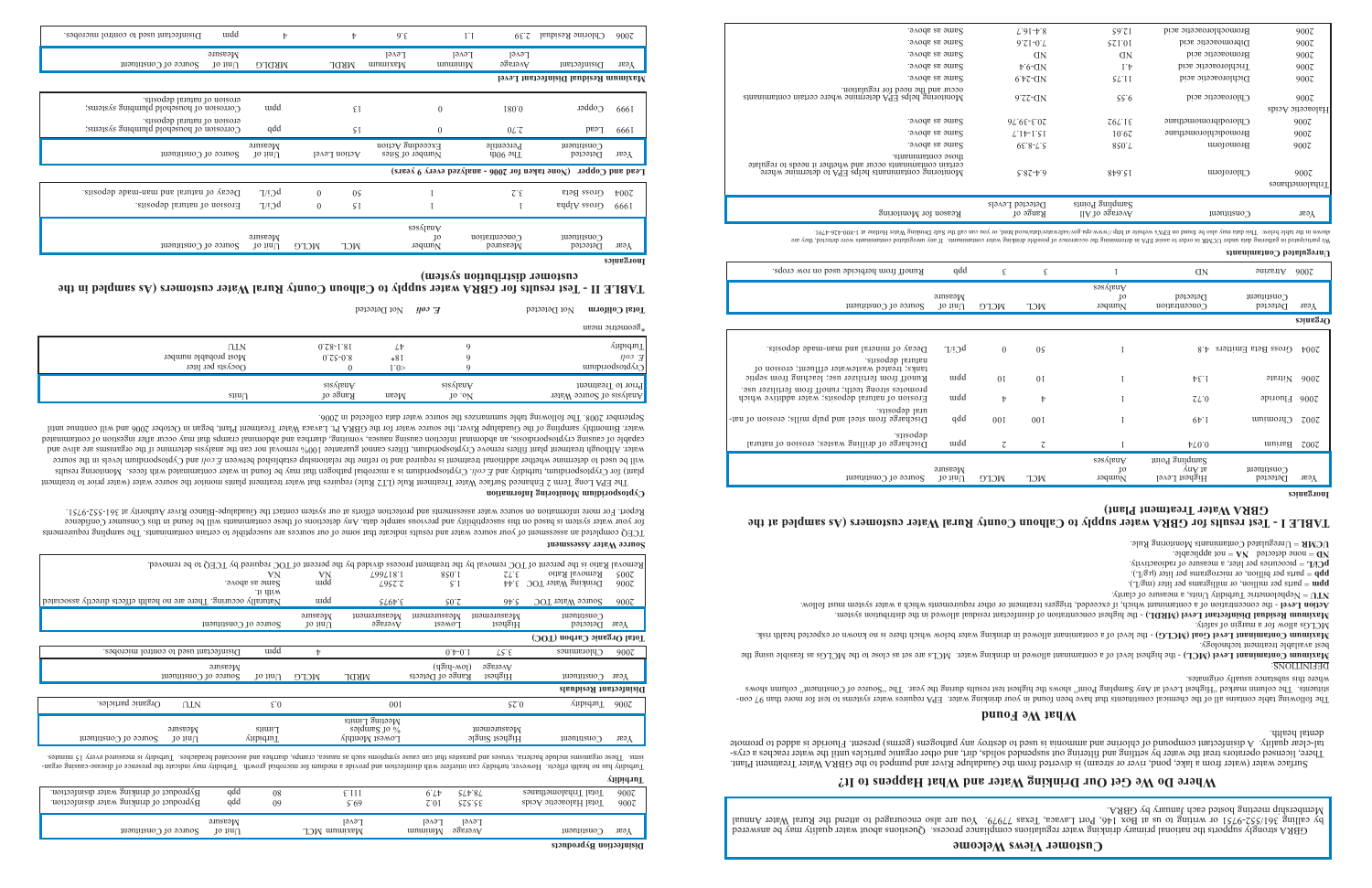## Customer Views Welcome

GBRA strongly supports the national primary drinking water regulations compliance process. Questions about water quality may be answered by calling 361/552-9751 or writing to us at Box 146, Port Lavaca, Texas 77979. You are also encouraged to attend the Rural Water Annual Membership meeting hosted each January by GBRA.

## Where Do We Get Our Drinking Water and What Happens to It?

Surface water (water from a lake, pond, river or stream) is diverted from the Guadalupe River and pumped to the GBRA Water Treatment Plant. There, licensed operators treat the water by settling and filtering out suspended solids, dirt, and other organic particles until the water reaches a crystal quality. A disinfectant compound of chlorine and ammonia is used to destroy any pathogens (germs) present. Fluoride is added to promote dental health.

## What We Found

The following table contains all of the chemical constituents that have been found in your drinking water. EPA requires water systems to test for more than 97 constituents. The column marked "Highest Level at Any Sampling Point" shows the highest test results during the year. The "Source of Constituent" column shows where this substance usually originates.

DEFINITIONS:

**Maximum Contaminant Level (MCL)** - the highest level of a contaminant allowed in drinking water. MCLs are set as close to the MCLGs as feasible using the best available treatment technology.

**Maximum Contaminant Level Goal (MCLG)** - the level of a contaminant allowed in drinking water below which there is no known or expected health risk. MCLGs allow for a margin of safety.

**Maximum Residual Disinfectant Level (MRDL)** - the highest concentration of disinfectant residual allowed in the distribution system.

**Action Level** - the concentration of a contaminant which, if exceeded, triggers treatment or other requirements which a water system must follow.

**NTU** = Nephelometric Turbidity Units, a measure of clarity.

**ppm** = parts per million, or milligrams per liter (mg/L).

**ppb** = parts per billion, or micrograms per liter (µg/L).

**pCi/L** = picocuries per liter, a measure of radioactivity.

**ND** = none detected  **NA** = not applicable.

**UCMR** = Unregulated Contaminants Monitoring Rule.

## TABLE I - Test results for GBRA water supply to Calhoun County Rural Water customers (As sampled at the GBRA Water Treatment Plant)

### Inorganics

| Year | Detected Constituent | Highest Level at Any Sampling Point | Number of Analyses | MCL | MCLG | Unit of Measure | Source of Constituent |
|---|---|---|---|---|---|---|---|
| 2002 | Barium | 0.074 | 1 | 2 | 2 | ppm | Discharge of drilling wastes; erosion of natural deposits. |
| 2002 | Chromium | 1.49 | 1 | 100 | 100 | ppb | Discharge from steel and pulp mills; erosion of natural deposits. |
| 2006 | Fluoride | 0.72 | 1 | 4 | 4 | ppm | Erosion of natural deposits; water additive which promotes strong teeth; runoff from fertilizer use. |
| 2006 | Nitrate | 1.34 | 1 | 10 | 10 | ppm | Runoff from fertilizer use; leaching from septic tanks; treated wastewater effluent; erosion of natural deposits. |
| 2004 | Gross Beta Emitters | 4.8 | 1 | 50 | 0 | pCi/L | Decay of mineral and man-made deposits. |

### Organics

| Year | Detected Constituent | Detected Concentration | Number of Analyses | MCL | MCLG | Unit of Measure | Source of Constituent |
|---|---|---|---|---|---|---|---|
| 2006 | Atrazine | ND | 1 | 3 | 3 | ppb | Runoff from herbicide used on row crops. |

### Unregulated Contaminants

We participated in gathering data under UCMR in order to assist EPA in determining the occurrence of possible drinking water contaminants. If any unregulated contaminants were detected, they are shown in the table below. This data may also be found on EPA's website at http://www.epa.gov/safewater/data/ncod.html, or you can call the Safe Drinking Water Hotline at 1-800-426-4791.

| Year | Constituent | Average of All Sampling Points | Range of Detected Levels | Reason for Monitoring |
|---|---|---|---|---|
| Trihalomethanes | | | | |
| 2006 | Chloroform | 15.648 | 6.4-28.5 | Monitoring helps EPA to determine where certain contaminants occur and whether it needs to regulate those contaminants. |
| 2006 | Bromoform | 7.058 | 5.7-8.39 | Same as above. |
| 2006 | Bromodichloromethane | 29.01 | 15.1-41.7 | Same as above. |
| 2006 | Chlorodibromomethane | 31.792 | 20.3-39.76 | Same as above. |
| Haloacetic Acids | | | | |
| 2006 | Chloroacetic acid | 9.55 | ND-22.6 | Monitoring helps EPA determine where certain contaminants occur and the need for regulation. |
| 2006 | Dichloroacetic acid | 11.75 | ND-24.9 | Same as above. |
| 2006 | Trichloroacetic acid | 4.1 | ND-9.4 | Same as above. |
| 2006 | Bromoacetic acid | ND | ND | Same as above. |
| 2006 | Dibromoacetic acid | 10.125 | 7.0-12.6 | Same as above. |
| 2006 | Bromochloroacetic acid | 12.65 | 8.4-16.7 | Same as above. |

### Disinfection Byproducts

| Year | Constituent | Average Level | Minimum Level | Maximum Level | MCL | Unit of Measure | Source of Constituent |
|---|---|---|---|---|---|---|---|
| 2006 | Total Haloacetic Acids | 35.525 | 10.2 | 69.5 | 60 | ppb | Byproduct of drinking water disinfection. |
| 2006 | Total Trihalomethanes | 78.475 | 47.9 | 111.3 | 80 | ppb | Byproduct of drinking water disinfection. |

### Turbidity

Turbidity has no health effects. However, turbidity can interfere with disinfection and provide a medium for microbial growth. Turbidity may indicate the presence of disease-causing organisms. These organisms include bacteria, viruses and parasites that can cause symptoms such as nausea, cramps, diarrhea and associated headaches. Turbidity is measured every 15 minutes.

| Year | Constituent | Highest Single Measurement | Lowest Monthly % of Samples Meeting Limits | Turbidity Limits | Unit of Measure | Source of Constituent |
|---|---|---|---|---|---|---|
| 2006 | Turbidity | 0.25 | 100 | 0.3 | NTU | Organic particles. |

### Disinfectant Residuals

| Year | Constituent | Highest Average | Range of Detects (low-high) | MRDL | MCLG | Unit of Measure | Source of Constituent |
|---|---|---|---|---|---|---|---|
| 2006 | Chloramines | 3.57 | 1.0-4.0 | | 4 | ppm | Disinfectant used to control microbes. |

### Total Organic Carbon (TOC)

| Year | Constituent | Highest Measurement | Lowest Measurement | Average Measurement | Unit of Measure | Source of Constituent |
|---|---|---|---|---|---|---|
| 2006 | Source Water TOC | 5.46 | 2.05 | 3.4975 | ppm | Naturally occurring. There are no health effects directly associated with it. |
| 2006 | Drinking Water TOC | 3.44 | 1.5 | 2.2567 | ppm | Same as above. |
| 2005 | Removal Ratio | 3.72 | 1.058 | 1.81767 | NA | NA |

Removal Ratio is the percent of TOC removal by the treatment process divided by the percent of TOC required by TCEQ to be removed.

### Source Water Assessment

TCEQ completed an assessment of your source water and results indicate that some of our sources are susceptible to certain contaminants. The sampling requirements for your water system is based on this susceptibility and previous sample data. Any detections of these contaminants will be found in this Consumer Confidence Report. For more information on source water assessments and protection efforts at our system contact the Guadalupe-Blanco River Authority at 361-552-9751.

### Cryptosporidium Monitoring Information

The EPA Long Term 2 Enhanced Surface Water Treatment Rule (LT2 Rule) requires that water treatment plants monitor the source water (water prior to treatment plant) for Cryptosporidium, turbidity and *E. coli*. Cryptosporidium is a microbial pathogen that may be found in water contaminated with feces. Monitoring results will be used to determine whether additional treatment is required and to refine the relationship established between *E. coli* and Cryptosporidium levels in the source water. Although treatment plant filters remove Cryptosporidium, filters cannot guarantee 100% removal nor can the analysis determine if the organisms are alive and capable of causing cryptosporidiosis, an abdominal infection causing nausea, vomiting, diarrhea and abdominal cramps that may occur after ingestion of contaminated water. Bimonthly sampling of the Guadalupe River, the source water for the GBRA Pt. Lavaca Water Treatment Plant, began in October 2006 and will continue until September 2008. The following table summarizes the source water data collected in 2006.

| Analysis of Source Water Prior to Treatment | No. of Analysis | Mean | Range of Analysis | Units |
|---|---|---|---|---|
| Cryptosporidium | 6 | <0.1 | 0 | Oocysts per liter |
| *E. coli* | 6 | 18* | 0.0-52.8 | Most probable number |
| Turbidity | 6 | 47 | 0.87-181 | NTU |

*geometric mean

**Total Coliform** Not Detected    ***E. coli*** Not Detected

## TABLE II - Test results for GBRA water supply to Calhoun County Rural Water customers (As sampled in the customer distribution system)

### Inorganics

| Year | Detected Constituent | Measured Concentration | Number of Analyses | MCL | MCLG | Unit of Measure | Source of Constituent |
|---|---|---|---|---|---|---|---|
| 1999 | Gross Alpha | 1 | 1 | 15 | 0 | pCi/L | Erosion of natural deposits. |
| 2004 | Gross Beta | 3.2 | 1 | 50 | 0 | pCi/L | Decay of natural and man-made deposits. |

### Lead and Copper (None taken for 2006 - analyzed every 9 years)

| Year | Detected Constituent | The 90th Percentile | Number of Sites Exceeding Action Level | Action Level | Unit of Measure | Source of Constituent |
|---|---|---|---|---|---|---|
| 1999 | Lead | 2.70 | 0 | 15 | ppb | Corrosion of household plumbing systems; erosion of natural deposits. |
| 1999 | Copper | 0.180 | 0 | 1.3 | ppm | Corrosion of household plumbing systems; erosion of natural deposits. |

### Maximum Residual Disinfectant Level

| Year | Disinfectant | Average Level | Minimum Level | Maximum Level | MRDL | MRDLG | Unit of Measure | Source of Constituent |
|---|---|---|---|---|---|---|---|---|
| 2006 | Chlorine Residual | 2.39 | 1.1 | 3.6 | 4 | 4 | ppm | Disinfectant used to control microbes. |